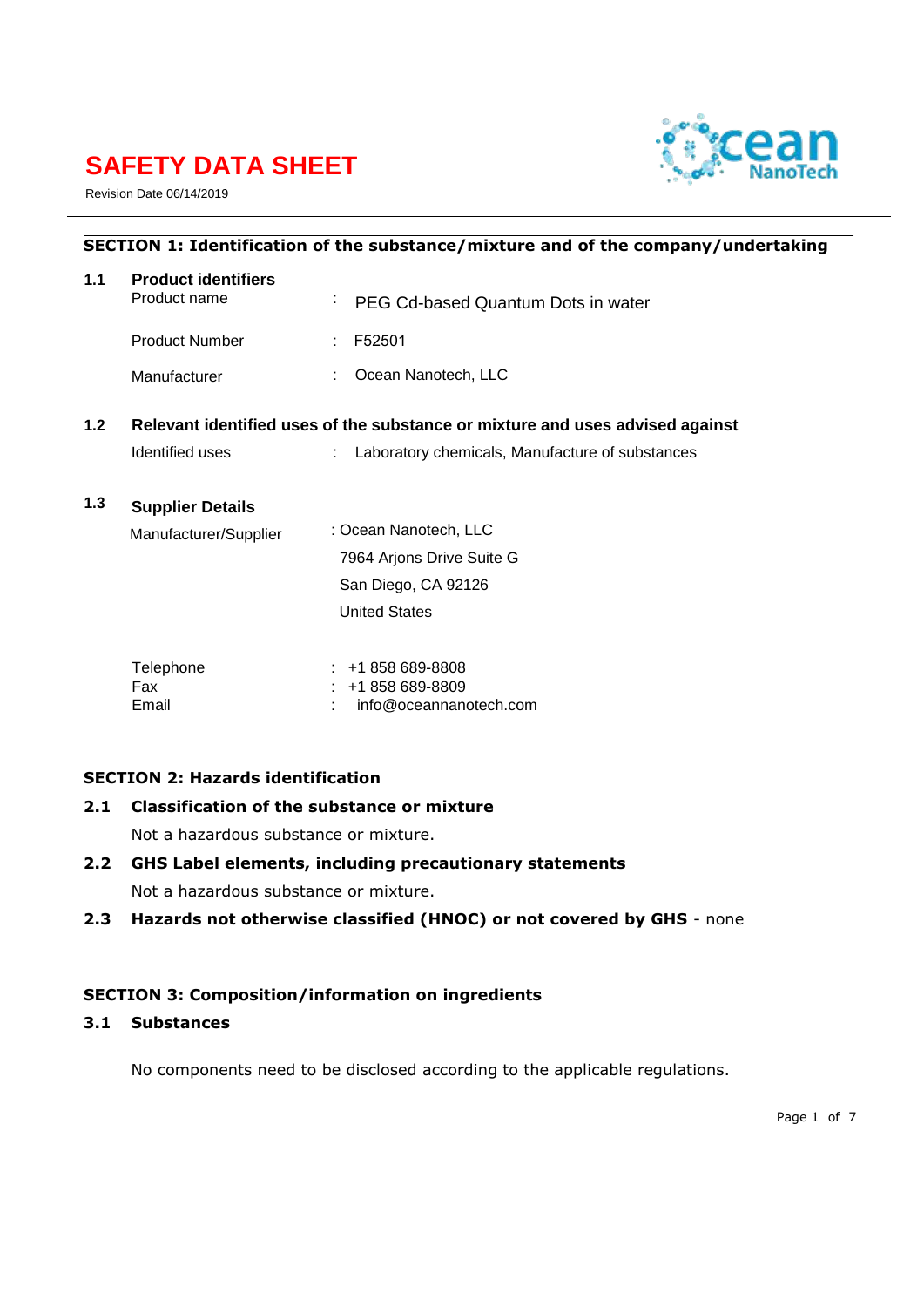# SAFETY DATA SHEET

Revision Date 06/14/2019

## SECTION 1: Identification of the substance/mixture and of the company/undertaking

### 1.1 Product identifiers

| | | |
|---|---|---|
| Product name | : | PEG Cd-based Quantum Dots in water |
| Product Number | : | F52501 |
| Manufacturer | : | Ocean Nanotech, LLC |

### 1.2 Relevant identified uses of the substance or mixture and uses advised against

| | | |
|---|---|---|
| Identified uses | : | Laboratory chemicals, Manufacture of substances |

### 1.3 Supplier Details

| | | |
|---|---|---|
| Manufacturer/Supplier | : | Ocean Nanotech, LLC<br>7964 Arjons Drive Suite G<br>San Diego, CA 92126<br>United States |
| Telephone | : | +1 858 689-8808 |
| Fax | : | +1 858 689-8809 |
| Email | : | info@oceannanotech.com |

## SECTION 2: Hazards identification

### 2.1 Classification of the substance or mixture

Not a hazardous substance or mixture.

### 2.2 GHS Label elements, including precautionary statements

Not a hazardous substance or mixture.

### 2.3 Hazards not otherwise classified (HNOC) or not covered by GHS - none

## SECTION 3: Composition/information on ingredients

### 3.1 Substances

No components need to be disclosed according to the applicable regulations.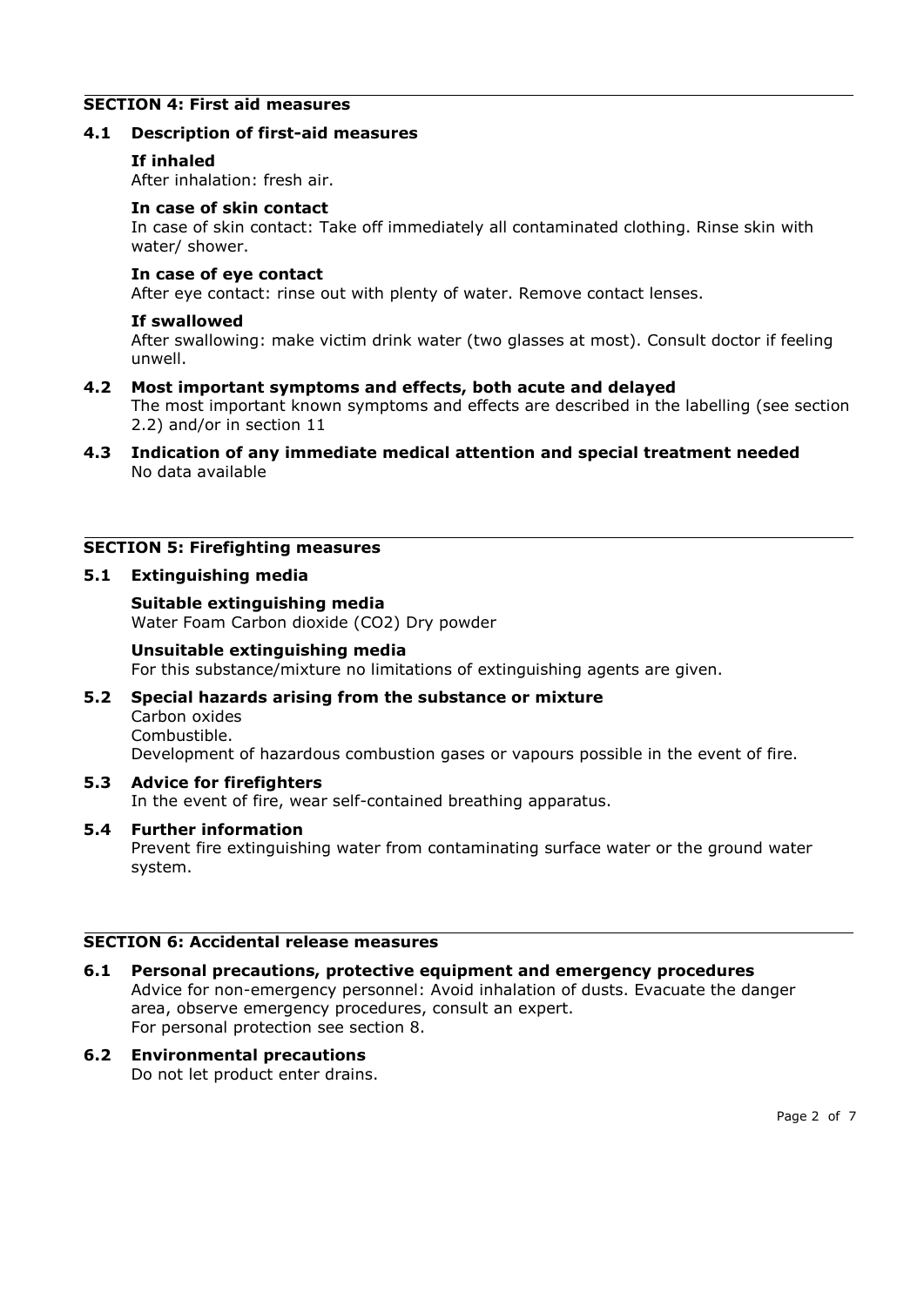## SECTION 4: First aid measures

### 4.1 Description of first-aid measures

**If inhaled**

After inhalation: fresh air.

**In case of skin contact**

In case of skin contact: Take off immediately all contaminated clothing. Rinse skin with water/ shower.

**In case of eye contact**

After eye contact: rinse out with plenty of water. Remove contact lenses.

**If swallowed**

After swallowing: make victim drink water (two glasses at most). Consult doctor if feeling unwell.

### 4.2 Most important symptoms and effects, both acute and delayed

The most important known symptoms and effects are described in the labelling (see section 2.2) and/or in section 11

### 4.3 Indication of any immediate medical attention and special treatment needed

No data available

## SECTION 5: Firefighting measures

### 5.1 Extinguishing media

**Suitable extinguishing media**

Water Foam Carbon dioxide ($CO_2$) Dry powder

**Unsuitable extinguishing media**

For this substance/mixture no limitations of extinguishing agents are given.

### 5.2 Special hazards arising from the substance or mixture

Carbon oxides
Combustible.
Development of hazardous combustion gases or vapours possible in the event of fire.

### 5.3 Advice for firefighters

In the event of fire, wear self-contained breathing apparatus.

### 5.4 Further information

Prevent fire extinguishing water from contaminating surface water or the ground water system.

## SECTION 6: Accidental release measures

### 6.1 Personal precautions, protective equipment and emergency procedures

Advice for non-emergency personnel: Avoid inhalation of dusts. Evacuate the danger area, observe emergency procedures, consult an expert.
For personal protection see section 8.

### 6.2 Environmental precautions

Do not let product enter drains.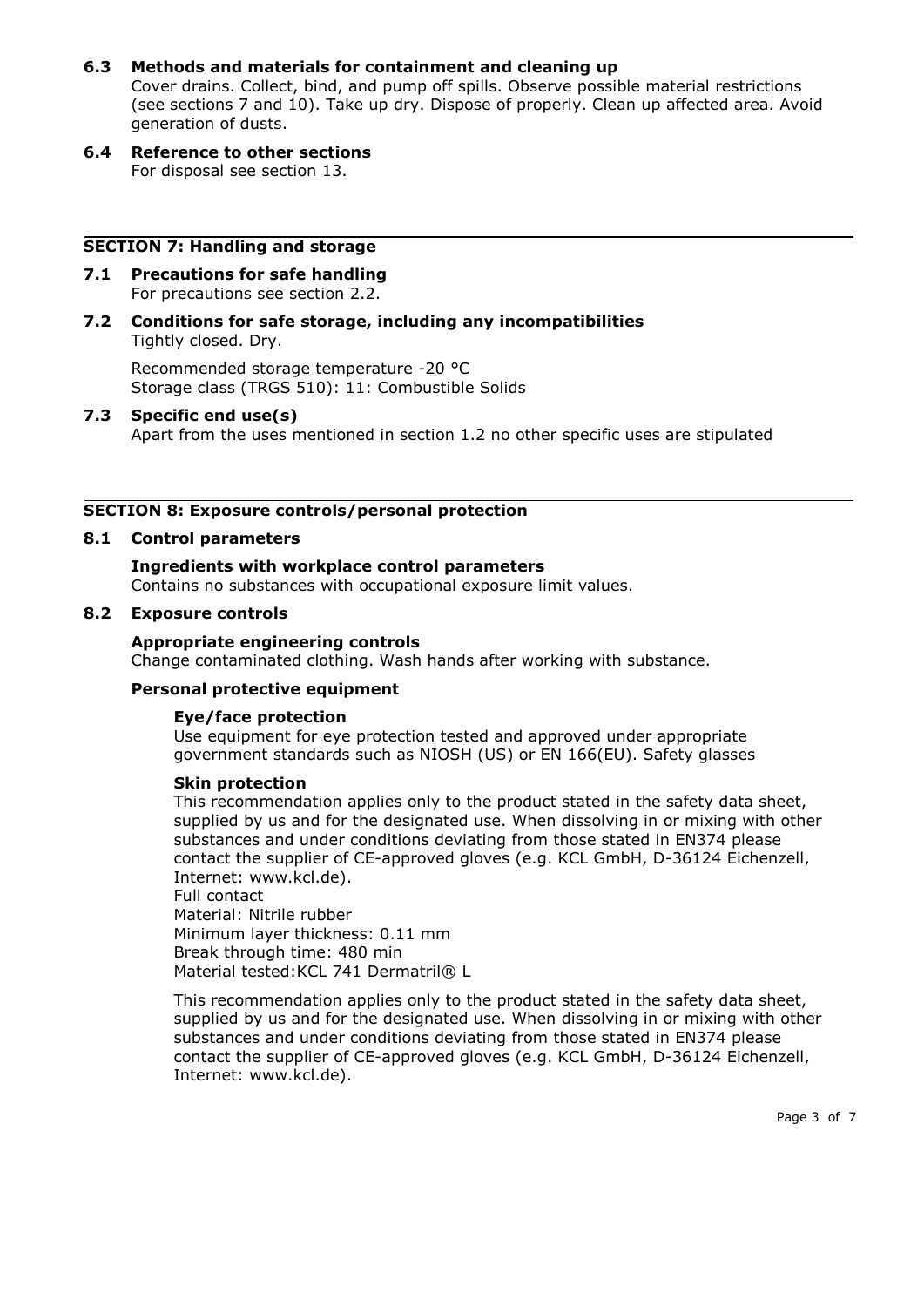### 6.3 Methods and materials for containment and cleaning up

Cover drains. Collect, bind, and pump off spills. Observe possible material restrictions (see sections 7 and 10). Take up dry. Dispose of properly. Clean up affected area. Avoid generation of dusts.

### 6.4 Reference to other sections

For disposal see section 13.

## SECTION 7: Handling and storage

### 7.1 Precautions for safe handling

For precautions see section 2.2.

### 7.2 Conditions for safe storage, including any incompatibilities

Tightly closed. Dry.

Recommended storage temperature -20 °C
Storage class (TRGS 510): 11: Combustible Solids

### 7.3 Specific end use(s)

Apart from the uses mentioned in section 1.2 no other specific uses are stipulated

## SECTION 8: Exposure controls/personal protection

### 8.1 Control parameters

**Ingredients with workplace control parameters**
Contains no substances with occupational exposure limit values.

### 8.2 Exposure controls

**Appropriate engineering controls**
Change contaminated clothing. Wash hands after working with substance.

**Personal protective equipment**

**Eye/face protection**
Use equipment for eye protection tested and approved under appropriate government standards such as NIOSH (US) or EN 166(EU). Safety glasses

**Skin protection**
This recommendation applies only to the product stated in the safety data sheet, supplied by us and for the designated use. When dissolving in or mixing with other substances and under conditions deviating from those stated in EN374 please contact the supplier of CE-approved gloves (e.g. KCL GmbH, D-36124 Eichenzell, Internet: www.kcl.de).
Full contact
Material: Nitrile rubber
Minimum layer thickness: 0.11 mm
Break through time: 480 min
Material tested:KCL 741 Dermatril® L

This recommendation applies only to the product stated in the safety data sheet, supplied by us and for the designated use. When dissolving in or mixing with other substances and under conditions deviating from those stated in EN374 please contact the supplier of CE-approved gloves (e.g. KCL GmbH, D-36124 Eichenzell, Internet: www.kcl.de).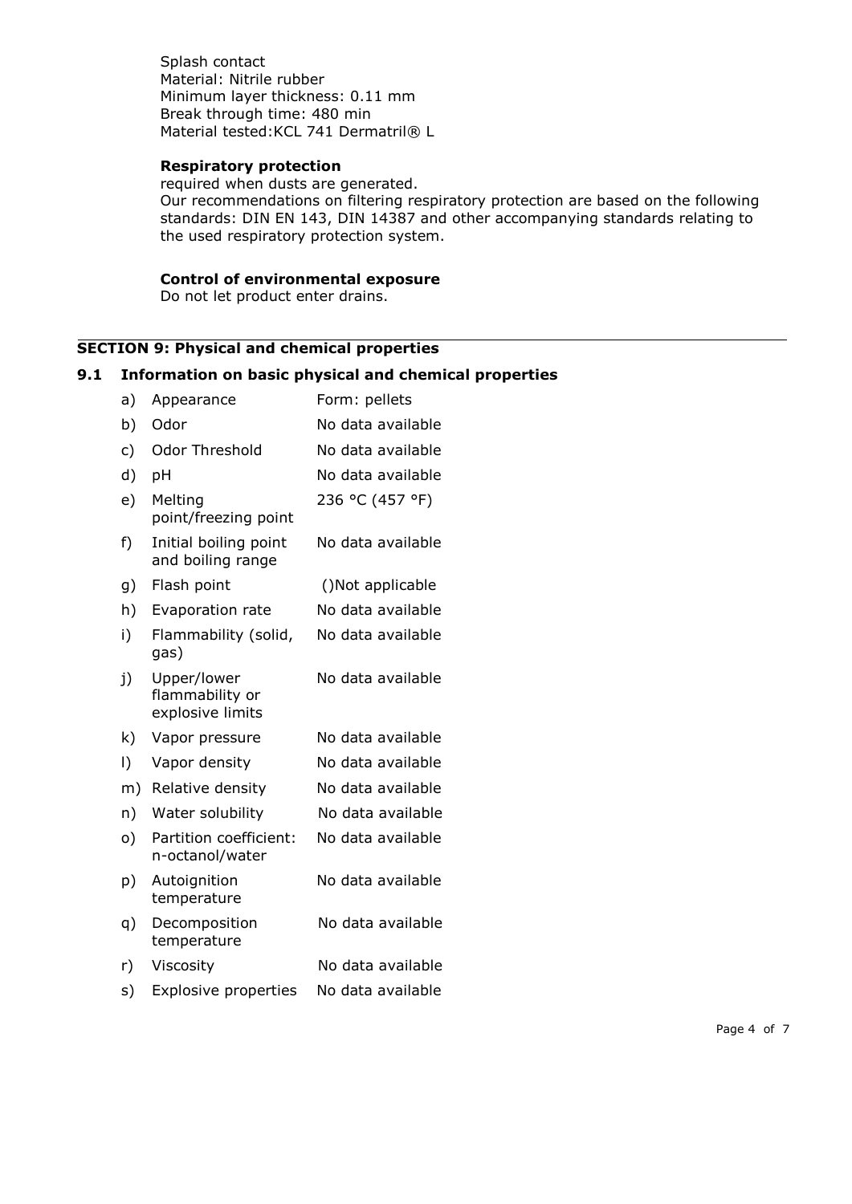Splash contact
Material: Nitrile rubber
Minimum layer thickness: 0.11 mm
Break through time: 480 min
Material tested:KCL 741 Dermatril® L

**Respiratory protection**

required when dusts are generated.
Our recommendations on filtering respiratory protection are based on the following standards: DIN EN 143, DIN 14387 and other accompanying standards relating to the used respiratory protection system.

**Control of environmental exposure**

Do not let product enter drains.

## SECTION 9: Physical and chemical properties

### 9.1 Information on basic physical and chemical properties

| | | |
|---|---|---|
| a) | Appearance | Form: pellets |
| b) | Odor | No data available |
| c) | Odor Threshold | No data available |
| d) | pH | No data available |
| e) | Melting point/freezing point | 236 °C (457 °F) |
| f) | Initial boiling point and boiling range | No data available |
| g) | Flash point | ()Not applicable |
| h) | Evaporation rate | No data available |
| i) | Flammability (solid, gas) | No data available |
| j) | Upper/lower flammability or explosive limits | No data available |
| k) | Vapor pressure | No data available |
| l) | Vapor density | No data available |
| m) | Relative density | No data available |
| n) | Water solubility | No data available |
| o) | Partition coefficient: n-octanol/water | No data available |
| p) | Autoignition temperature | No data available |
| q) | Decomposition temperature | No data available |
| r) | Viscosity | No data available |
| s) | Explosive properties | No data available |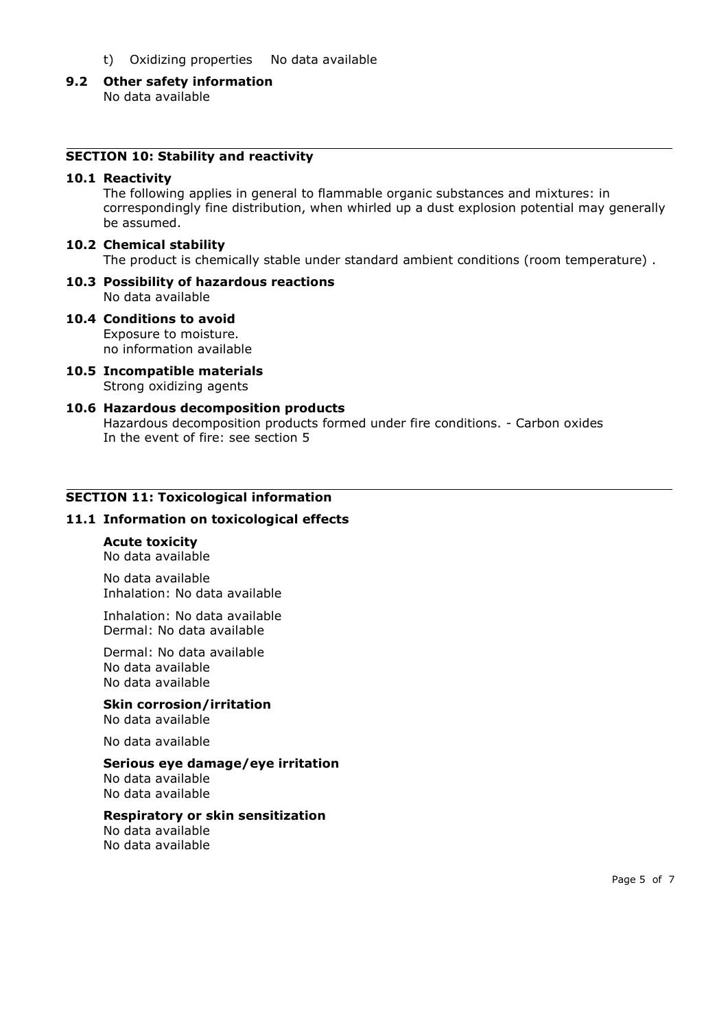t) Oxidizing properties No data available

### 9.2 Other safety information

No data available

## SECTION 10: Stability and reactivity

### 10.1 Reactivity

The following applies in general to flammable organic substances and mixtures: in correspondingly fine distribution, when whirled up a dust explosion potential may generally be assumed.

### 10.2 Chemical stability

The product is chemically stable under standard ambient conditions (room temperature) .

### 10.3 Possibility of hazardous reactions

No data available

### 10.4 Conditions to avoid

Exposure to moisture.
no information available

### 10.5 Incompatible materials

Strong oxidizing agents

### 10.6 Hazardous decomposition products

Hazardous decomposition products formed under fire conditions. - Carbon oxides
In the event of fire: see section 5

## SECTION 11: Toxicological information

### 11.1 Information on toxicological effects

**Acute toxicity**
No data available

No data available
Inhalation: No data available

Inhalation: No data available
Dermal: No data available

Dermal: No data available
No data available
No data available

**Skin corrosion/irritation**
No data available

No data available

**Serious eye damage/eye irritation**
No data available
No data available

**Respiratory or skin sensitization**
No data available
No data available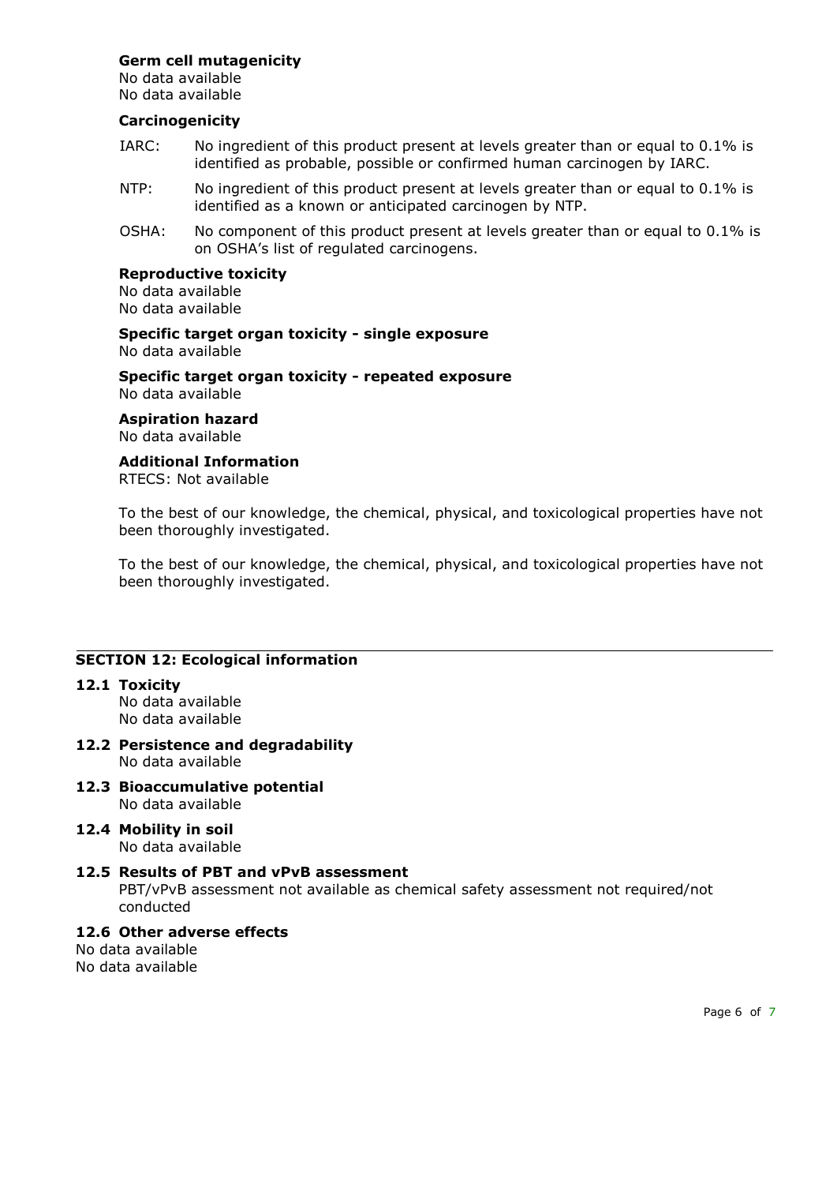**Germ cell mutagenicity**

No data available
No data available

**Carcinogenicity**

IARC: No ingredient of this product present at levels greater than or equal to 0.1% is identified as probable, possible or confirmed human carcinogen by IARC.

NTP: No ingredient of this product present at levels greater than or equal to 0.1% is identified as a known or anticipated carcinogen by NTP.

OSHA: No component of this product present at levels greater than or equal to 0.1% is on OSHA's list of regulated carcinogens.

**Reproductive toxicity**

No data available
No data available

**Specific target organ toxicity - single exposure**

No data available

**Specific target organ toxicity - repeated exposure**

No data available

**Aspiration hazard**

No data available

**Additional Information**

RTECS: Not available

To the best of our knowledge, the chemical, physical, and toxicological properties have not been thoroughly investigated.

To the best of our knowledge, the chemical, physical, and toxicological properties have not been thoroughly investigated.

## SECTION 12: Ecological information

### 12.1 Toxicity

No data available
No data available

### 12.2 Persistence and degradability

No data available

### 12.3 Bioaccumulative potential

No data available

### 12.4 Mobility in soil

No data available

### 12.5 Results of PBT and vPvB assessment

PBT/vPvB assessment not available as chemical safety assessment not required/not conducted

### 12.6 Other adverse effects

No data available
No data available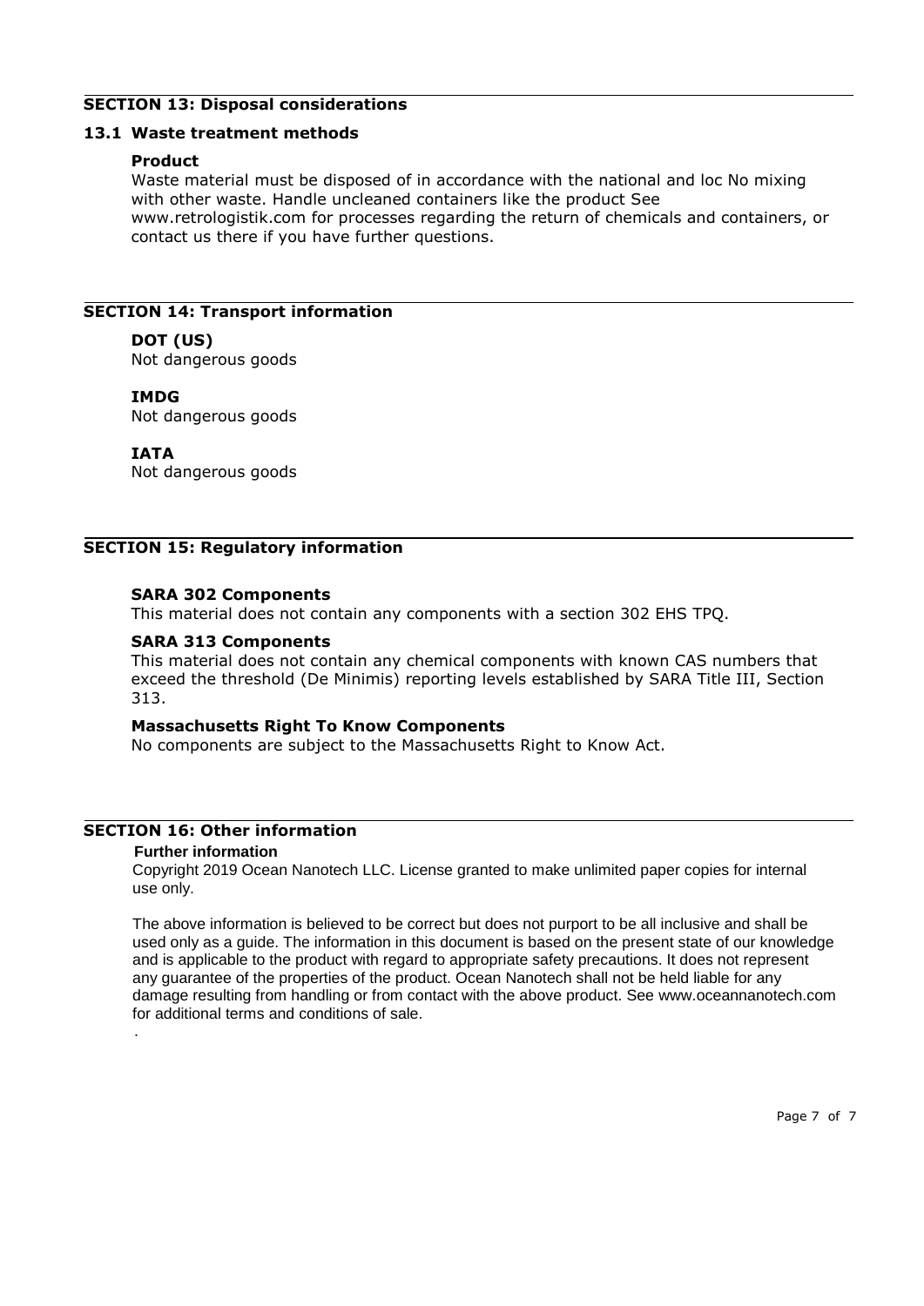## SECTION 13: Disposal considerations

### 13.1 Waste treatment methods

**Product**

Waste material must be disposed of in accordance with the national and loc No mixing with other waste. Handle uncleaned containers like the product See www.retrologistik.com for processes regarding the return of chemicals and containers, or contact us there if you have further questions.

## SECTION 14: Transport information

**DOT (US)**
Not dangerous goods

**IMDG**
Not dangerous goods

**IATA**
Not dangerous goods

## SECTION 15: Regulatory information

**SARA 302 Components**
This material does not contain any components with a section 302 EHS TPQ.

**SARA 313 Components**
This material does not contain any chemical components with known CAS numbers that exceed the threshold (De Minimis) reporting levels established by SARA Title III, Section 313.

**Massachusetts Right To Know Components**
No components are subject to the Massachusetts Right to Know Act.

## SECTION 16: Other information

**Further information**

Copyright 2019 Ocean Nanotech LLC. License granted to make unlimited paper copies for internal use only.

The above information is believed to be correct but does not purport to be all inclusive and shall be used only as a guide. The information in this document is based on the present state of our knowledge and is applicable to the product with regard to appropriate safety precautions. It does not represent any guarantee of the properties of the product. Ocean Nanotech shall not be held liable for any damage resulting from handling or from contact with the above product. See www.oceannanotech.com for additional terms and conditions of sale.

.